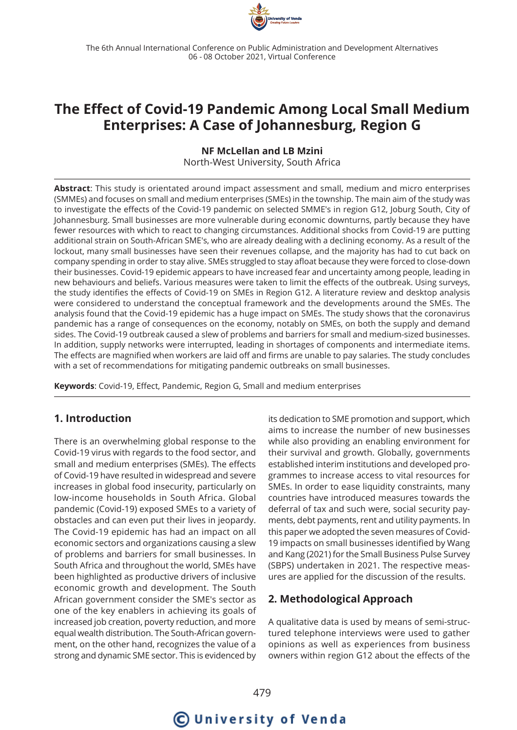# The Effect of Covid-19 Pandemic Among Local Small Medium Enterprises: A Case of Johannesburg, Region G

**NF McLellan and LB Mzini**
North-West University, South Africa

**Abstract**: This study is orientated around impact assessment and small, medium and micro enterprises (SMMEs) and focuses on small and medium enterprises (SMEs) in the township. The main aim of the study was to investigate the effects of the Covid-19 pandemic on selected SMME's in region G12, Joburg South, City of Johannesburg. Small businesses are more vulnerable during economic downturns, partly because they have fewer resources with which to react to changing circumstances. Additional shocks from Covid-19 are putting additional strain on South-African SME's, who are already dealing with a declining economy. As a result of the lockout, many small businesses have seen their revenues collapse, and the majority has had to cut back on company spending in order to stay alive. SMEs struggled to stay afloat because they were forced to close-down their businesses. Covid-19 epidemic appears to have increased fear and uncertainty among people, leading in new behaviours and beliefs. Various measures were taken to limit the effects of the outbreak. Using surveys, the study identifies the effects of Covid-19 on SMEs in Region G12. A literature review and desktop analysis were considered to understand the conceptual framework and the developments around the SMEs. The analysis found that the Covid-19 epidemic has a huge impact on SMEs. The study shows that the coronavirus pandemic has a range of consequences on the economy, notably on SMEs, on both the supply and demand sides. The Covid-19 outbreak caused a slew of problems and barriers for small and medium-sized businesses. In addition, supply networks were interrupted, leading in shortages of components and intermediate items. The effects are magnified when workers are laid off and firms are unable to pay salaries. The study concludes with a set of recommendations for mitigating pandemic outbreaks on small businesses.

**Keywords**: Covid-19, Effect, Pandemic, Region G, Small and medium enterprises

## 1. Introduction

There is an overwhelming global response to the Covid-19 virus with regards to the food sector, and small and medium enterprises (SMEs). The effects of Covid-19 have resulted in widespread and severe increases in global food insecurity, particularly on low-income households in South Africa. Global pandemic (Covid-19) exposed SMEs to a variety of obstacles and can even put their lives in jeopardy. The Covid-19 epidemic has had an impact on all economic sectors and organizations causing a slew of problems and barriers for small businesses. In South Africa and throughout the world, SMEs have been highlighted as productive drivers of inclusive economic growth and development. The South African government consider the SME's sector as one of the key enablers in achieving its goals of increased job creation, poverty reduction, and more equal wealth distribution. The South-African government, on the other hand, recognizes the value of a strong and dynamic SME sector. This is evidenced by its dedication to SME promotion and support, which aims to increase the number of new businesses while also providing an enabling environment for their survival and growth. Globally, governments established interim institutions and developed programmes to increase access to vital resources for SMEs. In order to ease liquidity constraints, many countries have introduced measures towards the deferral of tax and such were, social security payments, debt payments, rent and utility payments. In this paper we adopted the seven measures of Covid-19 impacts on small businesses identified by Wang and Kang (2021) for the Small Business Pulse Survey (SBPS) undertaken in 2021. The respective measures are applied for the discussion of the results.

## 2. Methodological Approach

A qualitative data is used by means of semi-structured telephone interviews were used to gather opinions as well as experiences from business owners within region G12 about the effects of the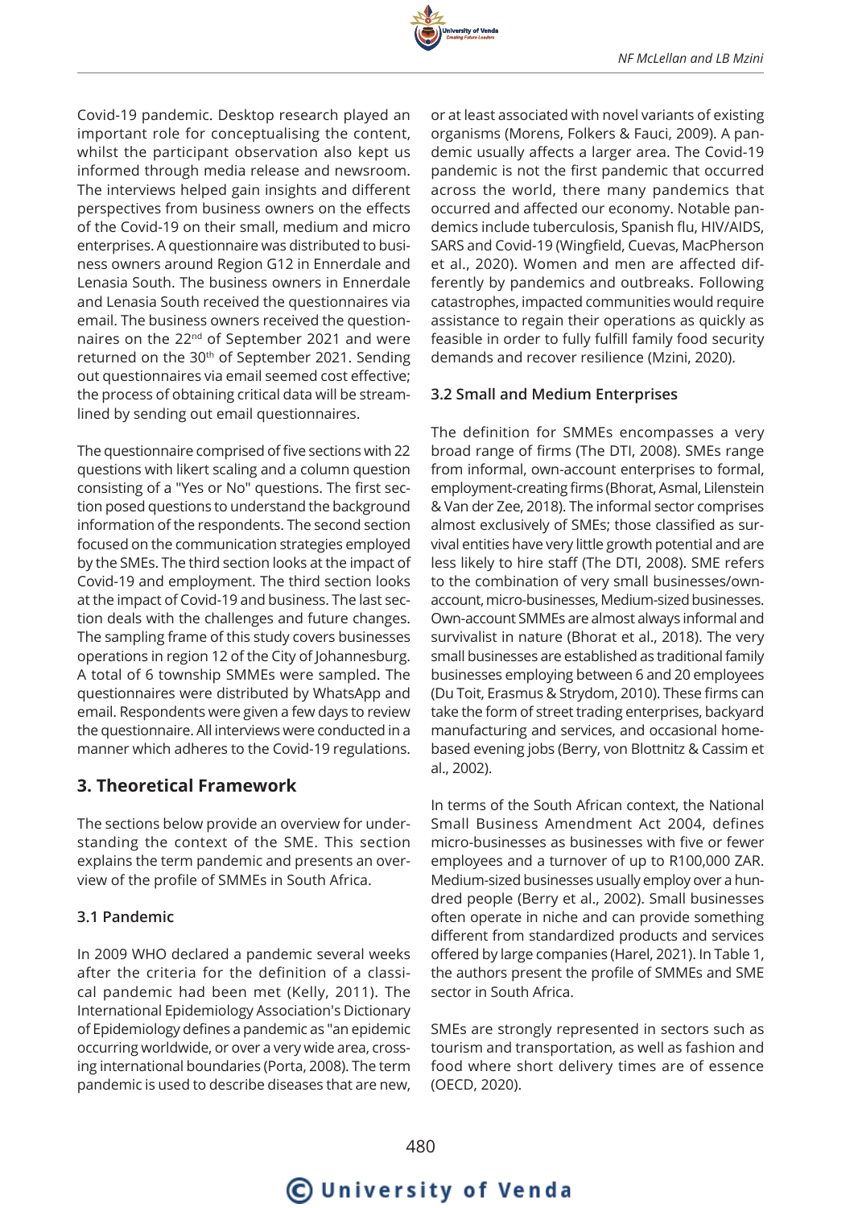Covid-19 pandemic. Desktop research played an important role for conceptualising the content, whilst the participant observation also kept us informed through media release and newsroom. The interviews helped gain insights and different perspectives from business owners on the effects of the Covid-19 on their small, medium and micro enterprises. A questionnaire was distributed to business owners around Region G12 in Ennerdale and Lenasia South. The business owners in Ennerdale and Lenasia South received the questionnaires via email. The business owners received the questionnaires on the 22nd of September 2021 and were returned on the 30th of September 2021. Sending out questionnaires via email seemed cost effective; the process of obtaining critical data will be streamlined by sending out email questionnaires.

The questionnaire comprised of five sections with 22 questions with likert scaling and a column question consisting of a "Yes or No" questions. The first section posed questions to understand the background information of the respondents. The second section focused on the communication strategies employed by the SMEs. The third section looks at the impact of Covid-19 and employment. The third section looks at the impact of Covid-19 and business. The last section deals with the challenges and future changes. The sampling frame of this study covers businesses operations in region 12 of the City of Johannesburg. A total of 6 township SMMEs were sampled. The questionnaires were distributed by WhatsApp and email. Respondents were given a few days to review the questionnaire. All interviews were conducted in a manner which adheres to the Covid-19 regulations.

## 3. Theoretical Framework

The sections below provide an overview for understanding the context of the SME. This section explains the term pandemic and presents an overview of the profile of SMMEs in South Africa.

### 3.1 Pandemic

In 2009 WHO declared a pandemic several weeks after the criteria for the definition of a classical pandemic had been met (Kelly, 2011). The International Epidemiology Association's Dictionary of Epidemiology defines a pandemic as "an epidemic occurring worldwide, or over a very wide area, crossing international boundaries (Porta, 2008). The term pandemic is used to describe diseases that are new, or at least associated with novel variants of existing organisms (Morens, Folkers & Fauci, 2009). A pandemic usually affects a larger area. The Covid-19 pandemic is not the first pandemic that occurred across the world, there many pandemics that occurred and affected our economy. Notable pandemics include tuberculosis, Spanish flu, HIV/AIDS, SARS and Covid-19 (Wingfield, Cuevas, MacPherson et al., 2020). Women and men are affected differently by pandemics and outbreaks. Following catastrophes, impacted communities would require assistance to regain their operations as quickly as feasible in order to fully fulfill family food security demands and recover resilience (Mzini, 2020).

### 3.2 Small and Medium Enterprises

The definition for SMMEs encompasses a very broad range of firms (The DTI, 2008). SMEs range from informal, own-account enterprises to formal, employment-creating firms (Bhorat, Asmal, Lilenstein & Van der Zee, 2018). The informal sector comprises almost exclusively of SMEs; those classified as survival entities have very little growth potential and are less likely to hire staff (The DTI, 2008). SME refers to the combination of very small businesses/own-account, micro-businesses, Medium-sized businesses. Own-account SMMEs are almost always informal and survivalist in nature (Bhorat et al., 2018). The very small businesses are established as traditional family businesses employing between 6 and 20 employees (Du Toit, Erasmus & Strydom, 2010). These firms can take the form of street trading enterprises, backyard manufacturing and services, and occasional home-based evening jobs (Berry, von Blottnitz & Cassim et al., 2002).

In terms of the South African context, the National Small Business Amendment Act 2004, defines micro-businesses as businesses with five or fewer employees and a turnover of up to R100,000 ZAR. Medium-sized businesses usually employ over a hundred people (Berry et al., 2002). Small businesses often operate in niche and can provide something different from standardized products and services offered by large companies (Harel, 2021). In Table 1, the authors present the profile of SMMEs and SME sector in South Africa.

SMEs are strongly represented in sectors such as tourism and transportation, as well as fashion and food where short delivery times are of essence (OECD, 2020).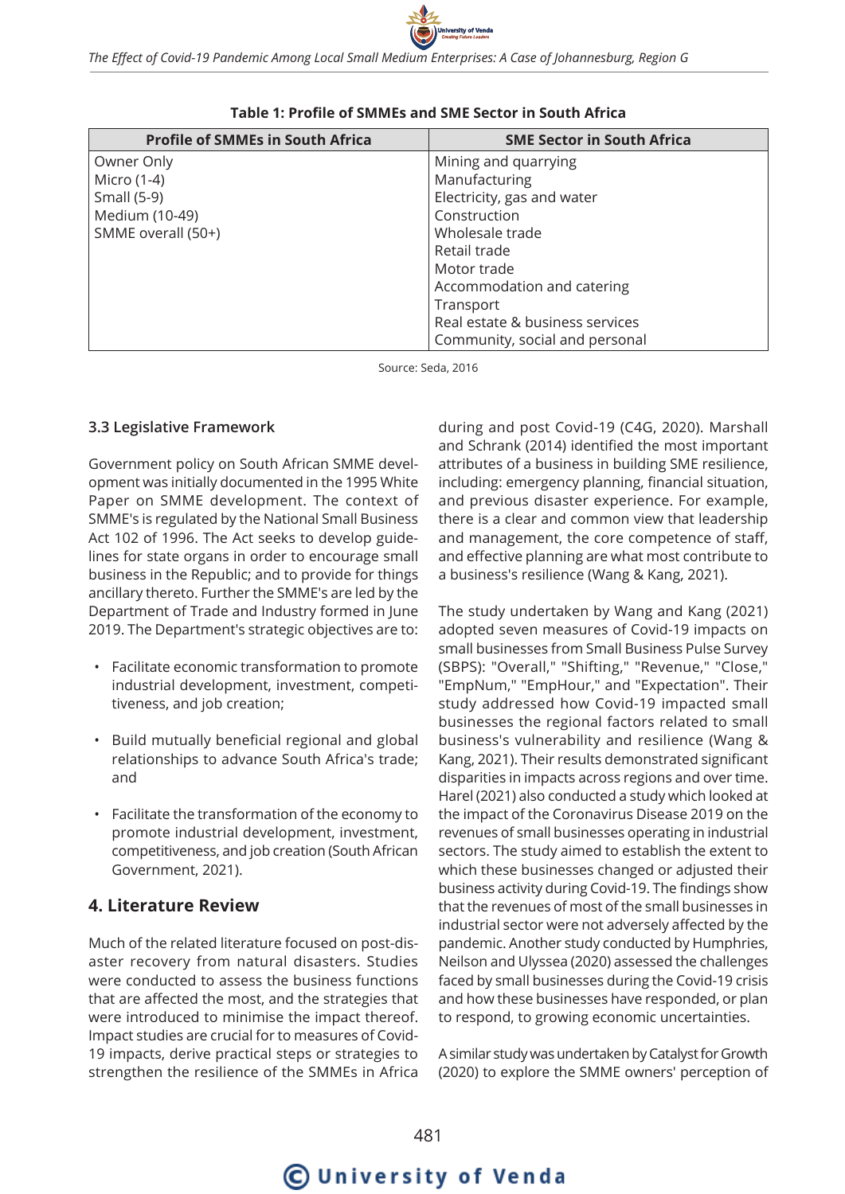**Table 1: Profile of SMMEs and SME Sector in South Africa**

| Profile of SMMEs in South Africa | SME Sector in South Africa |
|---|---|
| Owner Only | Mining and quarrying |
| Micro (1-4) | Manufacturing |
| Small (5-9) | Electricity, gas and water |
| Medium (10-49) | Construction |
| SMME overall (50+) | Wholesale trade |
| | Retail trade |
| | Motor trade |
| | Accommodation and catering |
| | Transport |
| | Real estate & business services |
| | Community, social and personal |

Source: Seda, 2016

### 3.3 Legislative Framework

Government policy on South African SMME development was initially documented in the 1995 White Paper on SMME development. The context of SMME's is regulated by the National Small Business Act 102 of 1996. The Act seeks to develop guidelines for state organs in order to encourage small business in the Republic; and to provide for things ancillary thereto. Further the SMME's are led by the Department of Trade and Industry formed in June 2019. The Department's strategic objectives are to:

- Facilitate economic transformation to promote industrial development, investment, competitiveness, and job creation;
- Build mutually beneficial regional and global relationships to advance South Africa's trade; and
- Facilitate the transformation of the economy to promote industrial development, investment, competitiveness, and job creation (South African Government, 2021).

## 4. Literature Review

Much of the related literature focused on post-disaster recovery from natural disasters. Studies were conducted to assess the business functions that are affected the most, and the strategies that were introduced to minimise the impact thereof. Impact studies are crucial for to measures of Covid-19 impacts, derive practical steps or strategies to strengthen the resilience of the SMMEs in Africa during and post Covid-19 (C4G, 2020). Marshall and Schrank (2014) identified the most important attributes of a business in building SME resilience, including: emergency planning, financial situation, and previous disaster experience. For example, there is a clear and common view that leadership and management, the core competence of staff, and effective planning are what most contribute to a business's resilience (Wang & Kang, 2021).

The study undertaken by Wang and Kang (2021) adopted seven measures of Covid-19 impacts on small businesses from Small Business Pulse Survey (SBPS): "Overall," "Shifting," "Revenue," "Close," "EmpNum," "EmpHour," and "Expectation". Their study addressed how Covid-19 impacted small businesses the regional factors related to small business's vulnerability and resilience (Wang & Kang, 2021). Their results demonstrated significant disparities in impacts across regions and over time. Harel (2021) also conducted a study which looked at the impact of the Coronavirus Disease 2019 on the revenues of small businesses operating in industrial sectors. The study aimed to establish the extent to which these businesses changed or adjusted their business activity during Covid-19. The findings show that the revenues of most of the small businesses in industrial sector were not adversely affected by the pandemic. Another study conducted by Humphries, Neilson and Ulyssea (2020) assessed the challenges faced by small businesses during the Covid-19 crisis and how these businesses have responded, or plan to respond, to growing economic uncertainties.

A similar study was undertaken by Catalyst for Growth (2020) to explore the SMME owners' perception of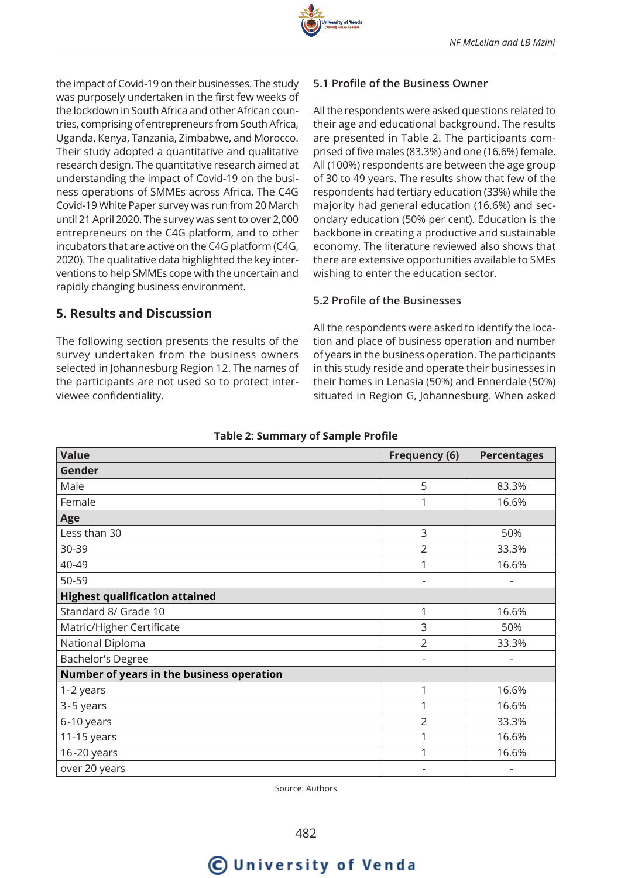the impact of Covid-19 on their businesses. The study was purposely undertaken in the first few weeks of the lockdown in South Africa and other African countries, comprising of entrepreneurs from South Africa, Uganda, Kenya, Tanzania, Zimbabwe, and Morocco. Their study adopted a quantitative and qualitative research design. The quantitative research aimed at understanding the impact of Covid-19 on the business operations of SMMEs across Africa. The C4G Covid-19 White Paper survey was run from 20 March until 21 April 2020. The survey was sent to over 2,000 entrepreneurs on the C4G platform, and to other incubators that are active on the C4G platform (C4G, 2020). The qualitative data highlighted the key interventions to help SMMEs cope with the uncertain and rapidly changing business environment.

## 5. Results and Discussion

The following section presents the results of the survey undertaken from the business owners selected in Johannesburg Region 12. The names of the participants are not used so to protect interviewee confidentiality.

### 5.1 Profile of the Business Owner

All the respondents were asked questions related to their age and educational background. The results are presented in Table 2. The participants comprised of five males (83.3%) and one (16.6%) female. All (100%) respondents are between the age group of 30 to 49 years. The results show that few of the respondents had tertiary education (33%) while the majority had general education (16.6%) and secondary education (50% per cent). Education is the backbone in creating a productive and sustainable economy. The literature reviewed also shows that there are extensive opportunities available to SMEs wishing to enter the education sector.

### 5.2 Profile of the Businesses

All the respondents were asked to identify the location and place of business operation and number of years in the business operation. The participants in this study reside and operate their businesses in their homes in Lenasia (50%) and Ennerdale (50%) situated in Region G, Johannesburg. When asked

**Table 2: Summary of Sample Profile**

| Value | Frequency (6) | Percentages |
|---|---|---|
| **Gender** | | |
| Male | 5 | 83.3% |
| Female | 1 | 16.6% |
| **Age** | | |
| Less than 30 | 3 | 50% |
| 30-39 | 2 | 33.3% |
| 40-49 | 1 | 16.6% |
| 50-59 | - | - |
| **Highest qualification attained** | | |
| Standard 8/ Grade 10 | 1 | 16.6% |
| Matric/Higher Certificate | 3 | 50% |
| National Diploma | 2 | 33.3% |
| Bachelor's Degree | - | - |
| **Number of years in the business operation** | | |
| 1-2 years | 1 | 16.6% |
| 3-5 years | 1 | 16.6% |
| 6-10 years | 2 | 33.3% |
| 11-15 years | 1 | 16.6% |
| 16-20 years | 1 | 16.6% |
| over 20 years | - | - |

Source: Authors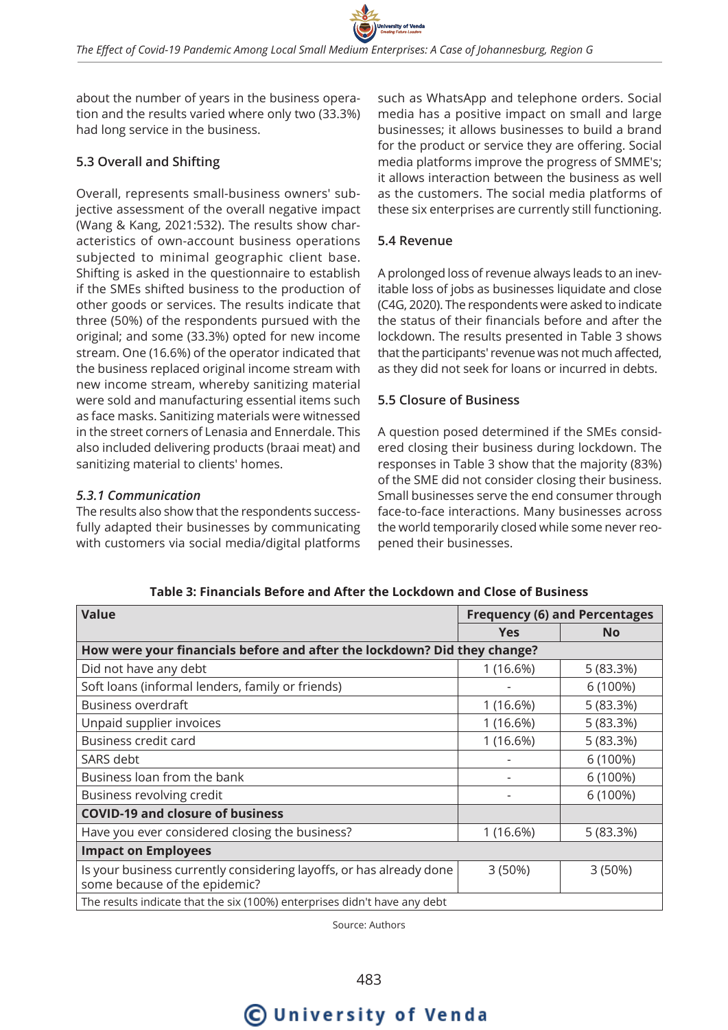about the number of years in the business operation and the results varied where only two (33.3%) had long service in the business.

### 5.3 Overall and Shifting

Overall, represents small-business owners' subjective assessment of the overall negative impact (Wang & Kang, 2021:532). The results show characteristics of own-account business operations subjected to minimal geographic client base. Shifting is asked in the questionnaire to establish if the SMEs shifted business to the production of other goods or services. The results indicate that three (50%) of the respondents pursued with the original; and some (33.3%) opted for new income stream. One (16.6%) of the operator indicated that the business replaced original income stream with new income stream, whereby sanitizing material were sold and manufacturing essential items such as face masks. Sanitizing materials were witnessed in the street corners of Lenasia and Ennerdale. This also included delivering products (braai meat) and sanitizing material to clients' homes.

#### *5.3.1 Communication*

The results also show that the respondents successfully adapted their businesses by communicating with customers via social media/digital platforms such as WhatsApp and telephone orders. Social media has a positive impact on small and large businesses; it allows businesses to build a brand for the product or service they are offering. Social media platforms improve the progress of SMME's; it allows interaction between the business as well as the customers. The social media platforms of these six enterprises are currently still functioning.

### 5.4 Revenue

A prolonged loss of revenue always leads to an inevitable loss of jobs as businesses liquidate and close (C4G, 2020). The respondents were asked to indicate the status of their financials before and after the lockdown. The results presented in Table 3 shows that the participants' revenue was not much affected, as they did not seek for loans or incurred in debts.

### 5.5 Closure of Business

A question posed determined if the SMEs considered closing their business during lockdown. The responses in Table 3 show that the majority (83%) of the SME did not consider closing their business. Small businesses serve the end consumer through face-to-face interactions. Many businesses across the world temporarily closed while some never reopened their businesses.

**Table 3: Financials Before and After the Lockdown and Close of Business**

| Value | Frequency (6) and Percentages | |
|---|---|---|
| | **Yes** | **No** |
| **How were your financials before and after the lockdown? Did they change?** | | |
| Did not have any debt | 1 (16.6%) | 5 (83.3%) |
| Soft loans (informal lenders, family or friends) | - | 6 (100%) |
| Business overdraft | 1 (16.6%) | 5 (83.3%) |
| Unpaid supplier invoices | 1 (16.6%) | 5 (83.3%) |
| Business credit card | 1 (16.6%) | 5 (83.3%) |
| SARS debt | - | 6 (100%) |
| Business loan from the bank | - | 6 (100%) |
| Business revolving credit | - | 6 (100%) |
| **COVID-19 and closure of business** | | |
| Have you ever considered closing the business? | 1 (16.6%) | 5 (83.3%) |
| **Impact on Employees** | | |
| Is your business currently considering layoffs, or has already done some because of the epidemic? | 3 (50%) | 3 (50%) |
| The results indicate that the six (100%) enterprises didn't have any debt | | |

Source: Authors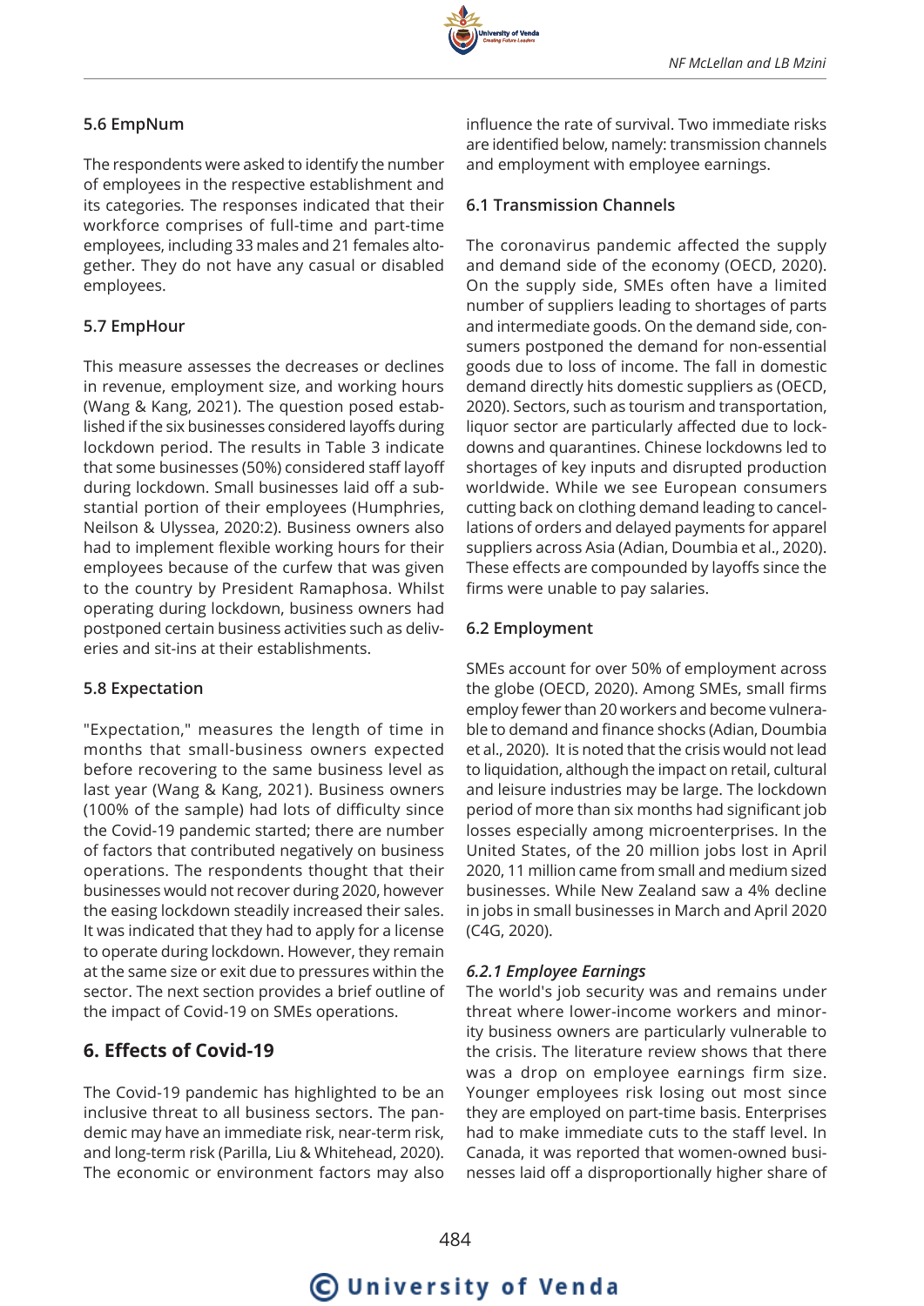### 5.6 EmpNum

The respondents were asked to identify the number of employees in the respective establishment and its categories. The responses indicated that their workforce comprises of full-time and part-time employees, including 33 males and 21 females altogether. They do not have any casual or disabled employees.

### 5.7 EmpHour

This measure assesses the decreases or declines in revenue, employment size, and working hours (Wang & Kang, 2021). The question posed established if the six businesses considered layoffs during lockdown period. The results in Table 3 indicate that some businesses (50%) considered staff layoff during lockdown. Small businesses laid off a substantial portion of their employees (Humphries, Neilson & Ulyssea, 2020:2). Business owners also had to implement flexible working hours for their employees because of the curfew that was given to the country by President Ramaphosa. Whilst operating during lockdown, business owners had postponed certain business activities such as deliveries and sit-ins at their establishments.

### 5.8 Expectation

"Expectation," measures the length of time in months that small-business owners expected before recovering to the same business level as last year (Wang & Kang, 2021). Business owners (100% of the sample) had lots of difficulty since the Covid-19 pandemic started; there are number of factors that contributed negatively on business operations. The respondents thought that their businesses would not recover during 2020, however the easing lockdown steadily increased their sales. It was indicated that they had to apply for a license to operate during lockdown. However, they remain at the same size or exit due to pressures within the sector. The next section provides a brief outline of the impact of Covid-19 on SMEs operations.

## 6. Effects of Covid-19

The Covid-19 pandemic has highlighted to be an inclusive threat to all business sectors. The pandemic may have an immediate risk, near-term risk, and long-term risk (Parilla, Liu & Whitehead, 2020). The economic or environment factors may also influence the rate of survival. Two immediate risks are identified below, namely: transmission channels and employment with employee earnings.

### 6.1 Transmission Channels

The coronavirus pandemic affected the supply and demand side of the economy (OECD, 2020). On the supply side, SMEs often have a limited number of suppliers leading to shortages of parts and intermediate goods. On the demand side, consumers postponed the demand for non-essential goods due to loss of income. The fall in domestic demand directly hits domestic suppliers as (OECD, 2020). Sectors, such as tourism and transportation, liquor sector are particularly affected due to lockdowns and quarantines. Chinese lockdowns led to shortages of key inputs and disrupted production worldwide. While we see European consumers cutting back on clothing demand leading to cancellations of orders and delayed payments for apparel suppliers across Asia (Adian, Doumbia et al., 2020). These effects are compounded by layoffs since the firms were unable to pay salaries.

### 6.2 Employment

SMEs account for over 50% of employment across the globe (OECD, 2020). Among SMEs, small firms employ fewer than 20 workers and become vulnerable to demand and finance shocks (Adian, Doumbia et al., 2020). It is noted that the crisis would not lead to liquidation, although the impact on retail, cultural and leisure industries may be large. The lockdown period of more than six months had significant job losses especially among microenterprises. In the United States, of the 20 million jobs lost in April 2020, 11 million came from small and medium sized businesses. While New Zealand saw a 4% decline in jobs in small businesses in March and April 2020 (C4G, 2020).

#### *6.2.1 Employee Earnings*

The world's job security was and remains under threat where lower-income workers and minority business owners are particularly vulnerable to the crisis. The literature review shows that there was a drop on employee earnings firm size. Younger employees risk losing out most since they are employed on part-time basis. Enterprises had to make immediate cuts to the staff level. In Canada, it was reported that women-owned businesses laid off a disproportionally higher share of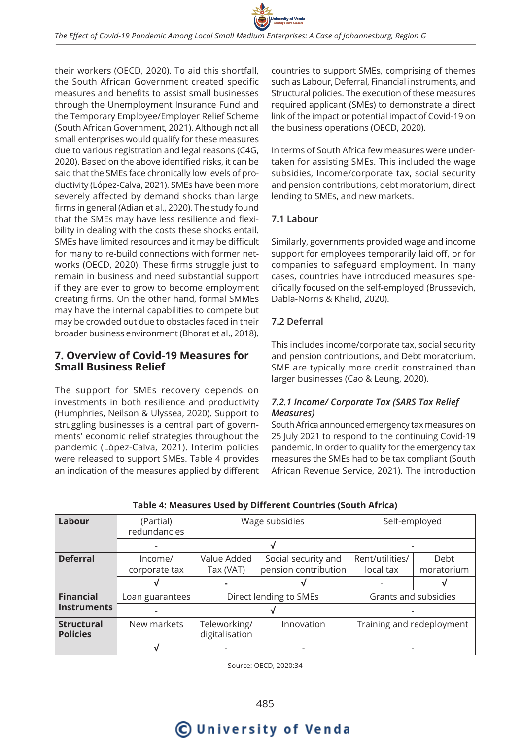their workers (OECD, 2020). To aid this shortfall, the South African Government created specific measures and benefits to assist small businesses through the Unemployment Insurance Fund and the Temporary Employee/Employer Relief Scheme (South African Government, 2021). Although not all small enterprises would qualify for these measures due to various registration and legal reasons (C4G, 2020). Based on the above identified risks, it can be said that the SMEs face chronically low levels of productivity (López-Calva, 2021). SMEs have been more severely affected by demand shocks than large firms in general (Adian et al., 2020). The study found that the SMEs may have less resilience and flexibility in dealing with the costs these shocks entail. SMEs have limited resources and it may be difficult for many to re-build connections with former networks (OECD, 2020). These firms struggle just to remain in business and need substantial support if they are ever to grow to become employment creating firms. On the other hand, formal SMMEs may have the internal capabilities to compete but may be crowded out due to obstacles faced in their broader business environment (Bhorat et al., 2018).

## 7. Overview of Covid-19 Measures for Small Business Relief

The support for SMEs recovery depends on investments in both resilience and productivity (Humphries, Neilson & Ulyssea, 2020). Support to struggling businesses is a central part of governments' economic relief strategies throughout the pandemic (López-Calva, 2021). Interim policies were released to support SMEs. Table 4 provides an indication of the measures applied by different countries to support SMEs, comprising of themes such as Labour, Deferral, Financial instruments, and Structural policies. The execution of these measures required applicant (SMEs) to demonstrate a direct link of the impact or potential impact of Covid-19 on the business operations (OECD, 2020).

In terms of South Africa few measures were undertaken for assisting SMEs. This included the wage subsidies, Income/corporate tax, social security and pension contributions, debt moratorium, direct lending to SMEs, and new markets.

### 7.1 Labour

Similarly, governments provided wage and income support for employees temporarily laid off, or for companies to safeguard employment. In many cases, countries have introduced measures specifically focused on the self-employed (Brussevich, Dabla-Norris & Khalid, 2020).

### 7.2 Deferral

This includes income/corporate tax, social security and pension contributions, and Debt moratorium. SME are typically more credit constrained than larger businesses (Cao & Leung, 2020).

#### *7.2.1 Income/ Corporate Tax (SARS Tax Relief Measures)*

South Africa announced emergency tax measures on 25 July 2021 to respond to the continuing Covid-19 pandemic. In order to qualify for the emergency tax measures the SMEs had to be tax compliant (South African Revenue Service, 2021). The introduction

**Table 4: Measures Used by Different Countries (South Africa)**

| | | | | | |
|---|---|---|---|---|---|
| **Labour** | (Partial) redundancies | Wage subsidies | | Self-employed | |
| | - | √ | | - | |
| **Deferral** | Income/ corporate tax | Value Added Tax (VAT) | Social security and pension contribution | Rent/utilities/ local tax | Debt moratorium |
| | √ | - | √ | - | √ |
| **Financial Instruments** | Loan guarantees | Direct lending to SMEs | | Grants and subsidies | |
| | - | √ | | - | |
| **Structural Policies** | New markets | Teleworking/ digitalisation | Innovation | Training and redeployment | |
| | √ | - | - | - | |

Source: OECD, 2020:34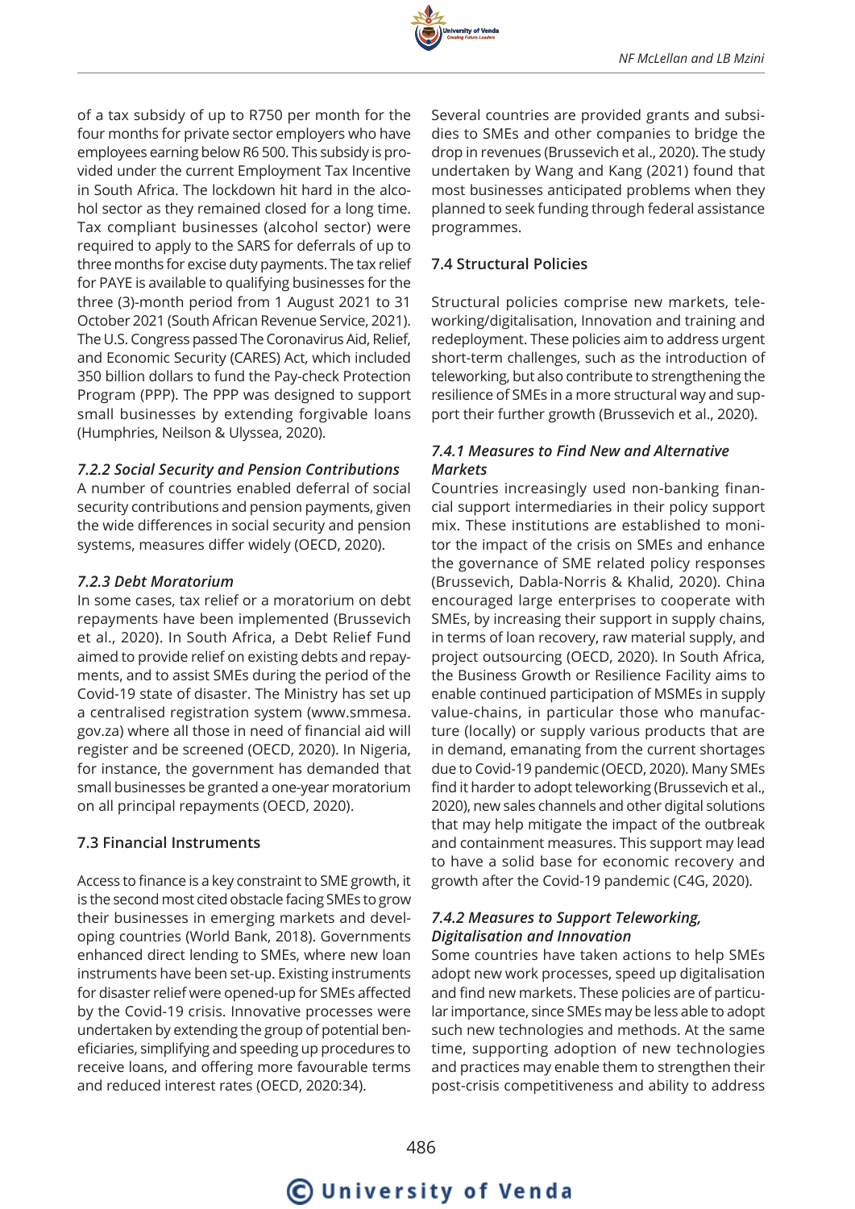of a tax subsidy of up to R750 per month for the four months for private sector employers who have employees earning below R6 500. This subsidy is provided under the current Employment Tax Incentive in South Africa. The lockdown hit hard in the alcohol sector as they remained closed for a long time. Tax compliant businesses (alcohol sector) were required to apply to the SARS for deferrals of up to three months for excise duty payments. The tax relief for PAYE is available to qualifying businesses for the three (3)-month period from 1 August 2021 to 31 October 2021 (South African Revenue Service, 2021). The U.S. Congress passed The Coronavirus Aid, Relief, and Economic Security (CARES) Act, which included 350 billion dollars to fund the Pay-check Protection Program (PPP). The PPP was designed to support small businesses by extending forgivable loans (Humphries, Neilson & Ulyssea, 2020).

#### *7.2.2 Social Security and Pension Contributions*

A number of countries enabled deferral of social security contributions and pension payments, given the wide differences in social security and pension systems, measures differ widely (OECD, 2020).

#### *7.2.3 Debt Moratorium*

In some cases, tax relief or a moratorium on debt repayments have been implemented (Brussevich et al., 2020). In South Africa, a Debt Relief Fund aimed to provide relief on existing debts and repayments, and to assist SMEs during the period of the Covid-19 state of disaster. The Ministry has set up a centralised registration system (www.smmesa.gov.za) where all those in need of financial aid will register and be screened (OECD, 2020). In Nigeria, for instance, the government has demanded that small businesses be granted a one-year moratorium on all principal repayments (OECD, 2020).

### 7.3 Financial Instruments

Access to finance is a key constraint to SME growth, it is the second most cited obstacle facing SMEs to grow their businesses in emerging markets and developing countries (World Bank, 2018). Governments enhanced direct lending to SMEs, where new loan instruments have been set-up. Existing instruments for disaster relief were opened-up for SMEs affected by the Covid-19 crisis. Innovative processes were undertaken by extending the group of potential beneficiaries, simplifying and speeding up procedures to receive loans, and offering more favourable terms and reduced interest rates (OECD, 2020:34).

Several countries are provided grants and subsidies to SMEs and other companies to bridge the drop in revenues (Brussevich et al., 2020). The study undertaken by Wang and Kang (2021) found that most businesses anticipated problems when they planned to seek funding through federal assistance programmes.

### 7.4 Structural Policies

Structural policies comprise new markets, teleworking/digitalisation, Innovation and training and redeployment. These policies aim to address urgent short-term challenges, such as the introduction of teleworking, but also contribute to strengthening the resilience of SMEs in a more structural way and support their further growth (Brussevich et al., 2020).

#### *7.4.1 Measures to Find New and Alternative Markets*

Countries increasingly used non-banking financial support intermediaries in their policy support mix. These institutions are established to monitor the impact of the crisis on SMEs and enhance the governance of SME related policy responses (Brussevich, Dabla-Norris & Khalid, 2020). China encouraged large enterprises to cooperate with SMEs, by increasing their support in supply chains, in terms of loan recovery, raw material supply, and project outsourcing (OECD, 2020). In South Africa, the Business Growth or Resilience Facility aims to enable continued participation of MSMEs in supply value-chains, in particular those who manufacture (locally) or supply various products that are in demand, emanating from the current shortages due to Covid-19 pandemic (OECD, 2020). Many SMEs find it harder to adopt teleworking (Brussevich et al., 2020), new sales channels and other digital solutions that may help mitigate the impact of the outbreak and containment measures. This support may lead to have a solid base for economic recovery and growth after the Covid-19 pandemic (C4G, 2020).

#### *7.4.2 Measures to Support Teleworking, Digitalisation and Innovation*

Some countries have taken actions to help SMEs adopt new work processes, speed up digitalisation and find new markets. These policies are of particular importance, since SMEs may be less able to adopt such new technologies and methods. At the same time, supporting adoption of new technologies and practices may enable them to strengthen their post-crisis competitiveness and ability to address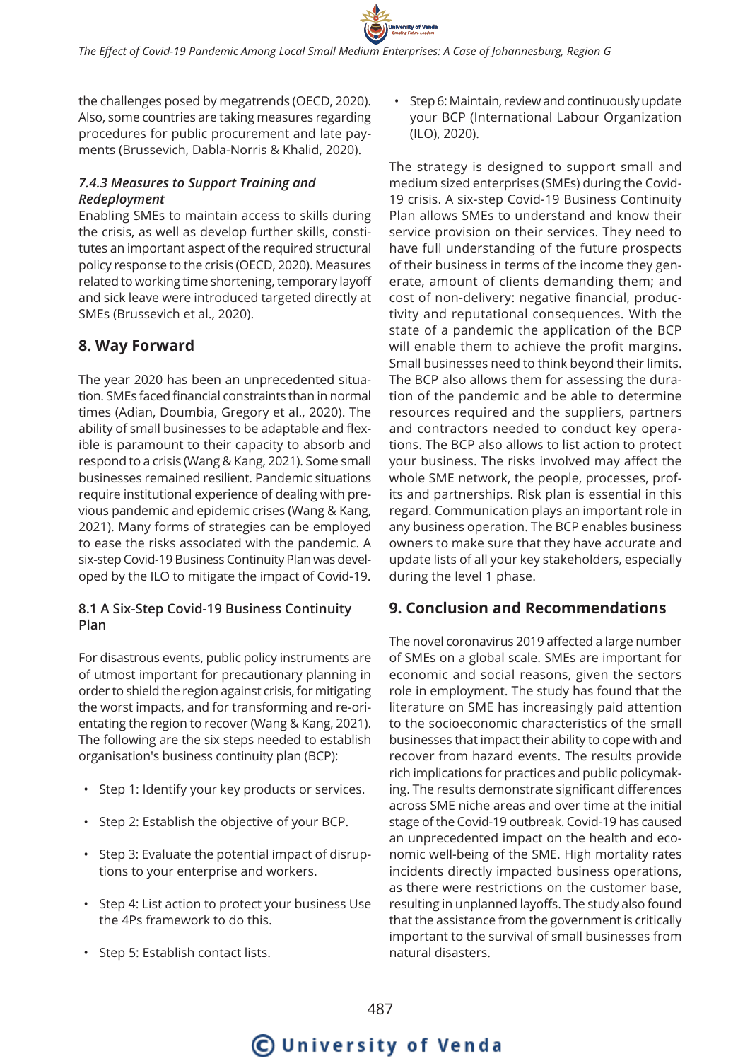the challenges posed by megatrends (OECD, 2020). Also, some countries are taking measures regarding procedures for public procurement and late payments (Brussevich, Dabla-Norris & Khalid, 2020).

#### *7.4.3 Measures to Support Training and Redeployment*

Enabling SMEs to maintain access to skills during the crisis, as well as develop further skills, constitutes an important aspect of the required structural policy response to the crisis (OECD, 2020). Measures related to working time shortening, temporary layoff and sick leave were introduced targeted directly at SMEs (Brussevich et al., 2020).

## 8. Way Forward

The year 2020 has been an unprecedented situation. SMEs faced financial constraints than in normal times (Adian, Doumbia, Gregory et al., 2020). The ability of small businesses to be adaptable and flexible is paramount to their capacity to absorb and respond to a crisis (Wang & Kang, 2021). Some small businesses remained resilient. Pandemic situations require institutional experience of dealing with previous pandemic and epidemic crises (Wang & Kang, 2021). Many forms of strategies can be employed to ease the risks associated with the pandemic. A six-step Covid-19 Business Continuity Plan was developed by the ILO to mitigate the impact of Covid-19.

### 8.1 A Six-Step Covid-19 Business Continuity Plan

For disastrous events, public policy instruments are of utmost important for precautionary planning in order to shield the region against crisis, for mitigating the worst impacts, and for transforming and re-orientating the region to recover (Wang & Kang, 2021). The following are the six steps needed to establish organisation's business continuity plan (BCP):

- Step 1: Identify your key products or services.
- Step 2: Establish the objective of your BCP.
- Step 3: Evaluate the potential impact of disruptions to your enterprise and workers.
- Step 4: List action to protect your business Use the 4Ps framework to do this.
- Step 5: Establish contact lists.
- Step 6: Maintain, review and continuously update your BCP (International Labour Organization (ILO), 2020).

The strategy is designed to support small and medium sized enterprises (SMEs) during the Covid-19 crisis. A six-step Covid-19 Business Continuity Plan allows SMEs to understand and know their service provision on their services. They need to have full understanding of the future prospects of their business in terms of the income they generate, amount of clients demanding them; and cost of non-delivery: negative financial, productivity and reputational consequences. With the state of a pandemic the application of the BCP will enable them to achieve the profit margins. Small businesses need to think beyond their limits. The BCP also allows them for assessing the duration of the pandemic and be able to determine resources required and the suppliers, partners and contractors needed to conduct key operations. The BCP also allows to list action to protect your business. The risks involved may affect the whole SME network, the people, processes, profits and partnerships. Risk plan is essential in this regard. Communication plays an important role in any business operation. The BCP enables business owners to make sure that they have accurate and update lists of all your key stakeholders, especially during the level 1 phase.

## 9. Conclusion and Recommendations

The novel coronavirus 2019 affected a large number of SMEs on a global scale. SMEs are important for economic and social reasons, given the sectors role in employment. The study has found that the literature on SME has increasingly paid attention to the socioeconomic characteristics of the small businesses that impact their ability to cope with and recover from hazard events. The results provide rich implications for practices and public policymaking. The results demonstrate significant differences across SME niche areas and over time at the initial stage of the Covid-19 outbreak. Covid-19 has caused an unprecedented impact on the health and economic well-being of the SME. High mortality rates incidents directly impacted business operations, as there were restrictions on the customer base, resulting in unplanned layoffs. The study also found that the assistance from the government is critically important to the survival of small businesses from natural disasters.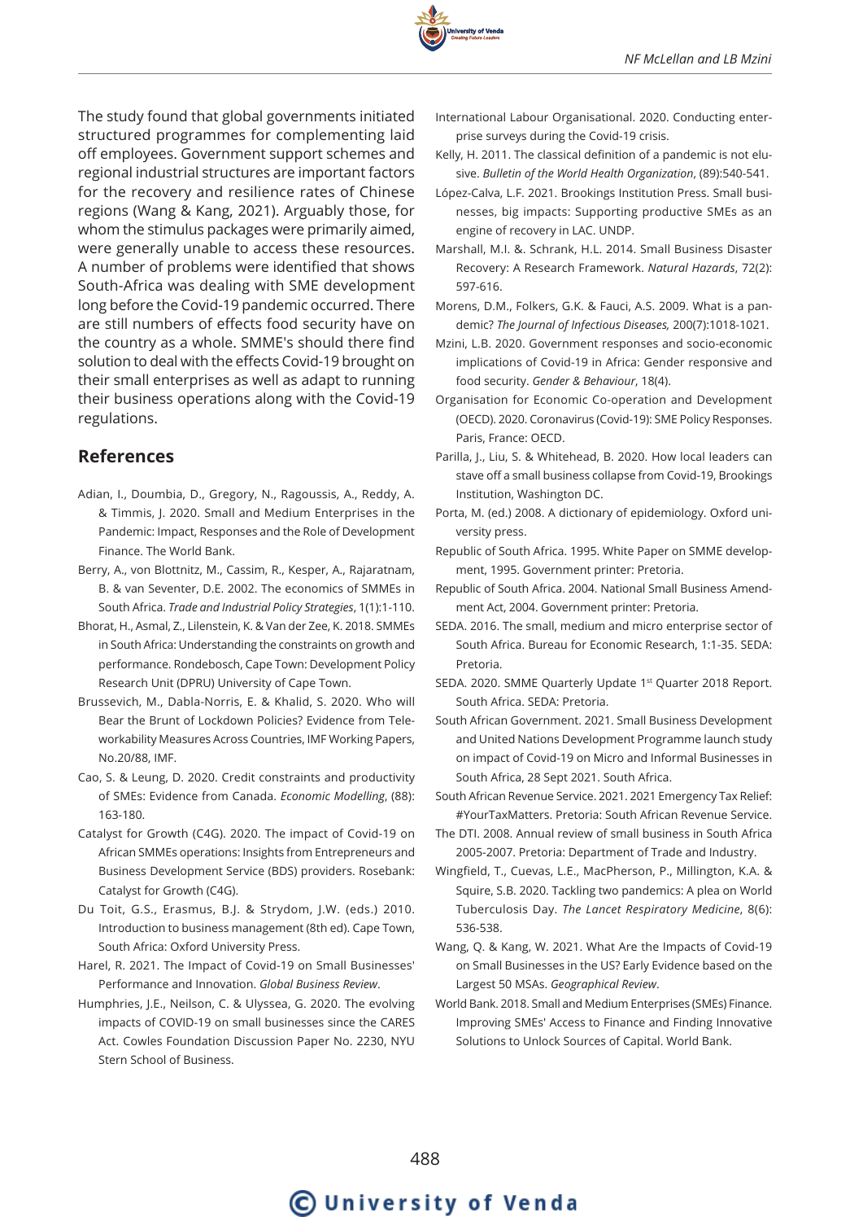The study found that global governments initiated structured programmes for complementing laid off employees. Government support schemes and regional industrial structures are important factors for the recovery and resilience rates of Chinese regions (Wang & Kang, 2021). Arguably those, for whom the stimulus packages were primarily aimed, were generally unable to access these resources. A number of problems were identified that shows South-Africa was dealing with SME development long before the Covid-19 pandemic occurred. There are still numbers of effects food security have on the country as a whole. SMME's should there find solution to deal with the effects Covid-19 brought on their small enterprises as well as adapt to running their business operations along with the Covid-19 regulations.

## References

Adian, I., Doumbia, D., Gregory, N., Ragoussis, A., Reddy, A. & Timmis, J. 2020. Small and Medium Enterprises in the Pandemic: Impact, Responses and the Role of Development Finance. The World Bank.

Berry, A., von Blottnitz, M., Cassim, R., Kesper, A., Rajaratnam, B. & van Seventer, D.E. 2002. The economics of SMMEs in South Africa. *Trade and Industrial Policy Strategies*, 1(1):1-110.

Bhorat, H., Asmal, Z., Lilenstein, K. & Van der Zee, K. 2018. SMMEs in South Africa: Understanding the constraints on growth and performance. Rondebosch, Cape Town: Development Policy Research Unit (DPRU) University of Cape Town.

Brussevich, M., Dabla-Norris, E. & Khalid, S. 2020. Who will Bear the Brunt of Lockdown Policies? Evidence from Teleworkability Measures Across Countries, IMF Working Papers, No.20/88, IMF.

Cao, S. & Leung, D. 2020. Credit constraints and productivity of SMEs: Evidence from Canada. *Economic Modelling*, (88): 163-180.

Catalyst for Growth (C4G). 2020. The impact of Covid-19 on African SMMEs operations: Insights from Entrepreneurs and Business Development Service (BDS) providers. Rosebank: Catalyst for Growth (C4G).

Du Toit, G.S., Erasmus, B.J. & Strydom, J.W. (eds.) 2010. Introduction to business management (8th ed). Cape Town, South Africa: Oxford University Press.

Harel, R. 2021. The Impact of Covid-19 on Small Businesses' Performance and Innovation. *Global Business Review*.

Humphries, J.E., Neilson, C. & Ulyssea, G. 2020. The evolving impacts of COVID-19 on small businesses since the CARES Act. Cowles Foundation Discussion Paper No. 2230, NYU Stern School of Business.

International Labour Organisational. 2020. Conducting enterprise surveys during the Covid-19 crisis.

Kelly, H. 2011. The classical definition of a pandemic is not elusive. *Bulletin of the World Health Organization*, (89):540-541.

López-Calva, L.F. 2021. Brookings Institution Press. Small businesses, big impacts: Supporting productive SMEs as an engine of recovery in LAC. UNDP.

Marshall, M.I. &. Schrank, H.L. 2014. Small Business Disaster Recovery: A Research Framework. *Natural Hazards*, 72(2): 597-616.

Morens, D.M., Folkers, G.K. & Fauci, A.S. 2009. What is a pandemic? *The Journal of Infectious Diseases,* 200(7):1018-1021.

Mzini, L.B. 2020. Government responses and socio-economic implications of Covid-19 in Africa: Gender responsive and food security. *Gender & Behaviour*, 18(4).

Organisation for Economic Co-operation and Development (OECD). 2020. Coronavirus (Covid-19): SME Policy Responses. Paris, France: OECD.

Parilla, J., Liu, S. & Whitehead, B. 2020. How local leaders can stave off a small business collapse from Covid-19, Brookings Institution, Washington DC.

Porta, M. (ed.) 2008. A dictionary of epidemiology. Oxford university press.

Republic of South Africa. 1995. White Paper on SMME development, 1995. Government printer: Pretoria.

Republic of South Africa. 2004. National Small Business Amendment Act, 2004. Government printer: Pretoria.

SEDA. 2016. The small, medium and micro enterprise sector of South Africa. Bureau for Economic Research, 1:1-35. SEDA: Pretoria.

SEDA. 2020. SMME Quarterly Update 1st Quarter 2018 Report. South Africa. SEDA: Pretoria.

South African Government. 2021. Small Business Development and United Nations Development Programme launch study on impact of Covid-19 on Micro and Informal Businesses in South Africa, 28 Sept 2021. South Africa.

South African Revenue Service. 2021. 2021 Emergency Tax Relief: #YourTaxMatters. Pretoria: South African Revenue Service.

The DTI. 2008. Annual review of small business in South Africa 2005-2007. Pretoria: Department of Trade and Industry.

Wingfield, T., Cuevas, L.E., MacPherson, P., Millington, K.A. & Squire, S.B. 2020. Tackling two pandemics: A plea on World Tuberculosis Day. *The Lancet Respiratory Medicine*, 8(6): 536-538.

Wang, Q. & Kang, W. 2021. What Are the Impacts of Covid-19 on Small Businesses in the US? Early Evidence based on the Largest 50 MSAs. *Geographical Review*.

World Bank. 2018. Small and Medium Enterprises (SMEs) Finance. Improving SMEs' Access to Finance and Finding Innovative Solutions to Unlock Sources of Capital. World Bank.